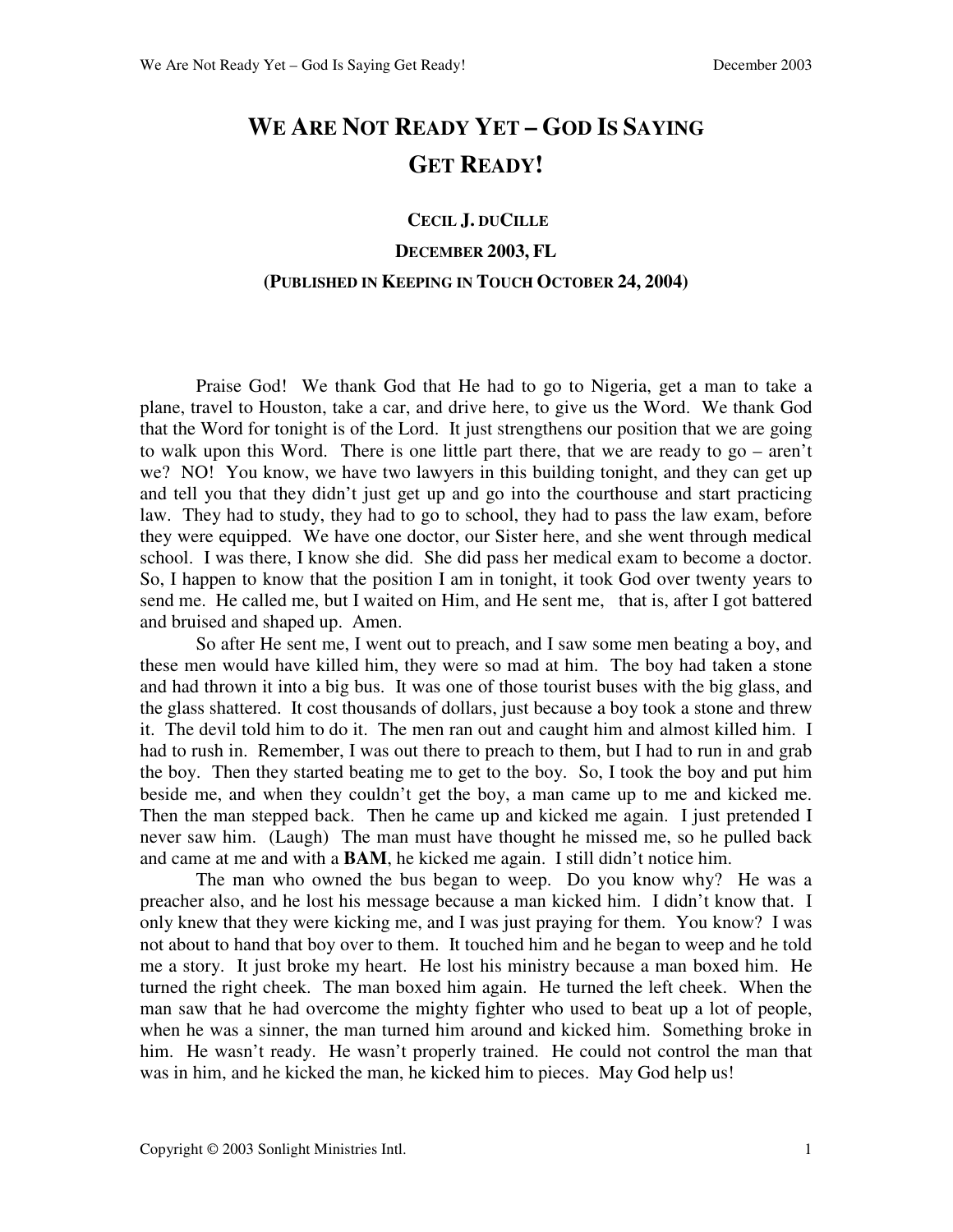# We Are Not Ready Yet – God Is Saying Get Ready!

**Cecil J. duCille**

**December 2003, FL**

**(Published in Keeping in Touch October 24, 2004)**

Praise God! We thank God that He had to go to Nigeria, get a man to take a plane, travel to Houston, take a car, and drive here, to give us the Word. We thank God that the Word for tonight is of the Lord. It just strengthens our position that we are going to walk upon this Word. There is one little part there, that we are ready to go – aren't we? NO! You know, we have two lawyers in this building tonight, and they can get up and tell you that they didn't just get up and go into the courthouse and start practicing law. They had to study, they had to go to school, they had to pass the law exam, before they were equipped. We have one doctor, our Sister here, and she went through medical school. I was there, I know she did. She did pass her medical exam to become a doctor. So, I happen to know that the position I am in tonight, it took God over twenty years to send me. He called me, but I waited on Him, and He sent me, that is, after I got battered and bruised and shaped up. Amen.

So after He sent me, I went out to preach, and I saw some men beating a boy, and these men would have killed him, they were so mad at him. The boy had taken a stone and had thrown it into a big bus. It was one of those tourist buses with the big glass, and the glass shattered. It cost thousands of dollars, just because a boy took a stone and threw it. The devil told him to do it. The men ran out and caught him and almost killed him. I had to rush in. Remember, I was out there to preach to them, but I had to run in and grab the boy. Then they started beating me to get to the boy. So, I took the boy and put him beside me, and when they couldn't get the boy, a man came up to me and kicked me. Then the man stepped back. Then he came up and kicked me again. I just pretended I never saw him. (Laugh) The man must have thought he missed me, so he pulled back and came at me and with a **BAM**, he kicked me again. I still didn't notice him.

The man who owned the bus began to weep. Do you know why? He was a preacher also, and he lost his message because a man kicked him. I didn't know that. I only knew that they were kicking me, and I was just praying for them. You know? I was not about to hand that boy over to them. It touched him and he began to weep and he told me a story. It just broke my heart. He lost his ministry because a man boxed him. He turned the right cheek. The man boxed him again. He turned the left cheek. When the man saw that he had overcome the mighty fighter who used to beat up a lot of people, when he was a sinner, the man turned him around and kicked him. Something broke in him. He wasn't ready. He wasn't properly trained. He could not control the man that was in him, and he kicked the man, he kicked him to pieces. May God help us!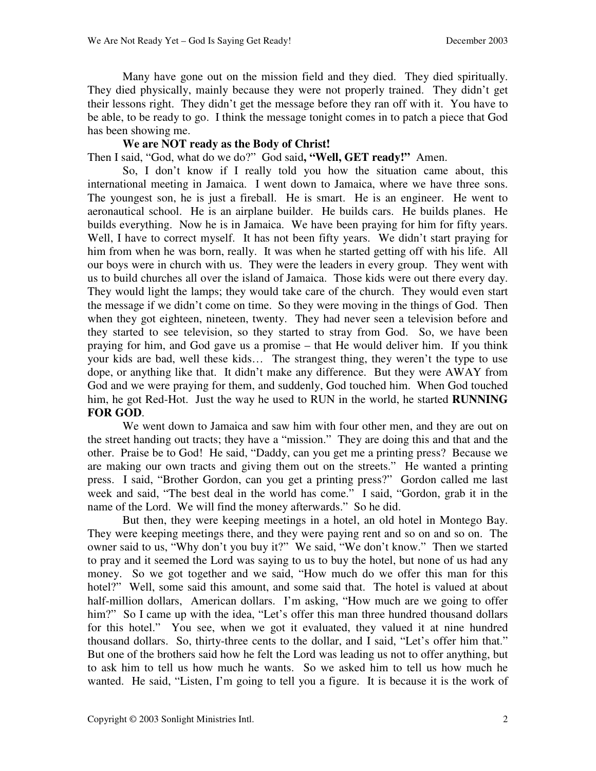Many have gone out on the mission field and they died. They died spiritually. They died physically, mainly because they were not properly trained. They didn't get their lessons right. They didn't get the message before they ran off with it. You have to be able, to be ready to go. I think the message tonight comes in to patch a piece that God has been showing me.

**We are NOT ready as the Body of Christ!**

Then I said, "God, what do we do?" God said**, "Well, GET ready!"** Amen.

So, I don't know if I really told you how the situation came about, this international meeting in Jamaica. I went down to Jamaica, where we have three sons. The youngest son, he is just a fireball. He is smart. He is an engineer. He went to aeronautical school. He is an airplane builder. He builds cars. He builds planes. He builds everything. Now he is in Jamaica. We have been praying for him for fifty years. Well, I have to correct myself. It has not been fifty years. We didn't start praying for him from when he was born, really. It was when he started getting off with his life. All our boys were in church with us. They were the leaders in every group. They went with us to build churches all over the island of Jamaica. Those kids were out there every day. They would light the lamps; they would take care of the church. They would even start the message if we didn't come on time. So they were moving in the things of God. Then when they got eighteen, nineteen, twenty. They had never seen a television before and they started to see television, so they started to stray from God. So, we have been praying for him, and God gave us a promise – that He would deliver him. If you think your kids are bad, well these kids… The strangest thing, they weren't the type to use dope, or anything like that. It didn't make any difference. But they were AWAY from God and we were praying for them, and suddenly, God touched him. When God touched him, he got Red-Hot. Just the way he used to RUN in the world, he started **RUNNING FOR GOD**.

We went down to Jamaica and saw him with four other men, and they are out on the street handing out tracts; they have a "mission." They are doing this and that and the other. Praise be to God! He said, "Daddy, can you get me a printing press? Because we are making our own tracts and giving them out on the streets." He wanted a printing press. I said, "Brother Gordon, can you get a printing press?" Gordon called me last week and said, "The best deal in the world has come." I said, "Gordon, grab it in the name of the Lord. We will find the money afterwards." So he did.

But then, they were keeping meetings in a hotel, an old hotel in Montego Bay. They were keeping meetings there, and they were paying rent and so on and so on. The owner said to us, "Why don't you buy it?" We said, "We don't know." Then we started to pray and it seemed the Lord was saying to us to buy the hotel, but none of us had any money. So we got together and we said, "How much do we offer this man for this hotel?" Well, some said this amount, and some said that. The hotel is valued at about half-million dollars, American dollars. I'm asking, "How much are we going to offer him?" So I came up with the idea, "Let's offer this man three hundred thousand dollars for this hotel." You see, when we got it evaluated, they valued it at nine hundred thousand dollars. So, thirty-three cents to the dollar, and I said, "Let's offer him that." But one of the brothers said how he felt the Lord was leading us not to offer anything, but to ask him to tell us how much he wants. So we asked him to tell us how much he wanted. He said, "Listen, I'm going to tell you a figure. It is because it is the work of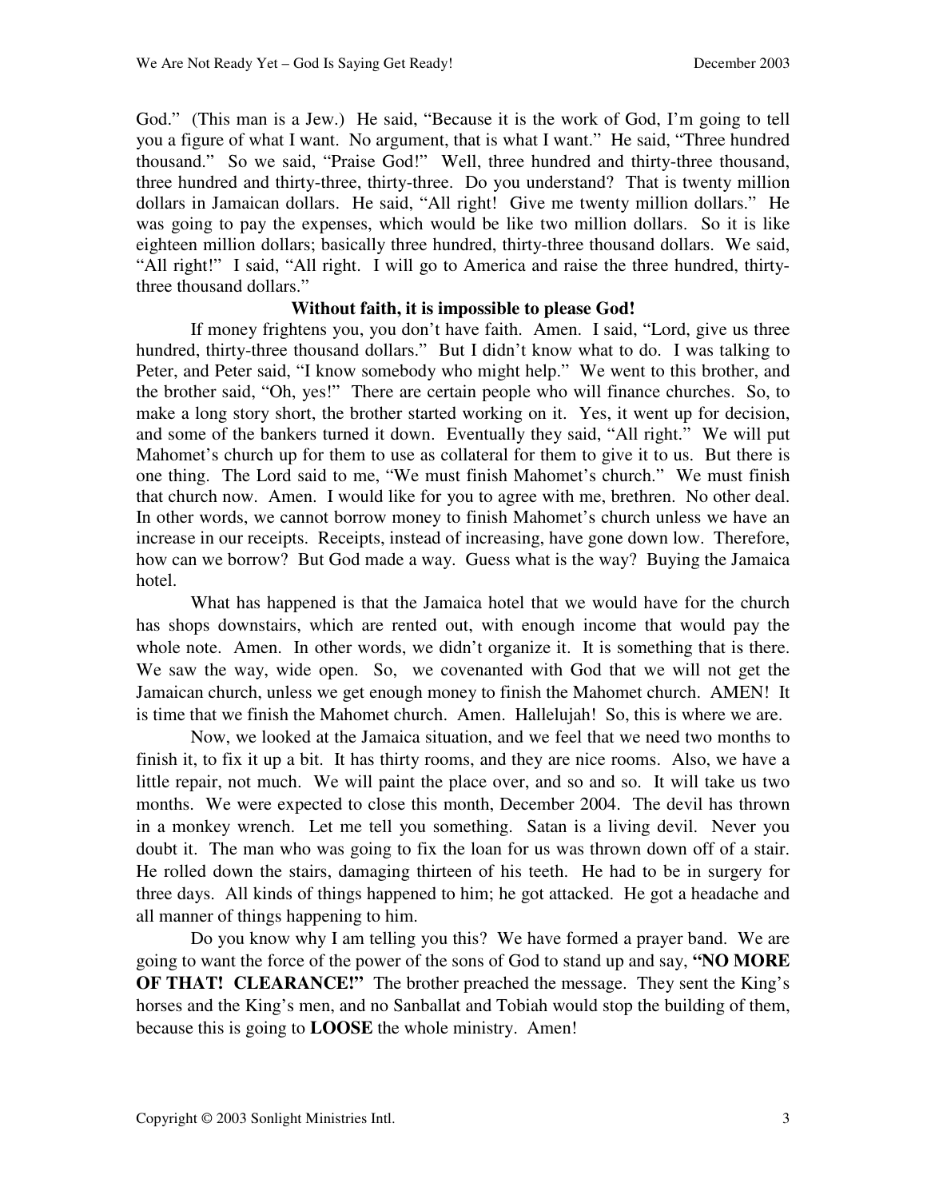God." (This man is a Jew.) He said, "Because it is the work of God, I'm going to tell you a figure of what I want. No argument, that is what I want." He said, "Three hundred thousand." So we said, "Praise God!" Well, three hundred and thirty-three thousand, three hundred and thirty-three, thirty-three. Do you understand? That is twenty million dollars in Jamaican dollars. He said, "All right! Give me twenty million dollars." He was going to pay the expenses, which would be like two million dollars. So it is like eighteen million dollars; basically three hundred, thirty-three thousand dollars. We said, "All right!" I said, "All right. I will go to America and raise the three hundred, thirty-three thousand dollars."

**Without faith, it is impossible to please God!**

If money frightens you, you don't have faith. Amen. I said, "Lord, give us three hundred, thirty-three thousand dollars." But I didn't know what to do. I was talking to Peter, and Peter said, "I know somebody who might help." We went to this brother, and the brother said, "Oh, yes!" There are certain people who will finance churches. So, to make a long story short, the brother started working on it. Yes, it went up for decision, and some of the bankers turned it down. Eventually they said, "All right." We will put Mahomet's church up for them to use as collateral for them to give it to us. But there is one thing. The Lord said to me, "We must finish Mahomet's church." We must finish that church now. Amen. I would like for you to agree with me, brethren. No other deal. In other words, we cannot borrow money to finish Mahomet's church unless we have an increase in our receipts. Receipts, instead of increasing, have gone down low. Therefore, how can we borrow? But God made a way. Guess what is the way? Buying the Jamaica hotel.

What has happened is that the Jamaica hotel that we would have for the church has shops downstairs, which are rented out, with enough income that would pay the whole note. Amen. In other words, we didn't organize it. It is something that is there. We saw the way, wide open. So, we covenanted with God that we will not get the Jamaican church, unless we get enough money to finish the Mahomet church. AMEN! It is time that we finish the Mahomet church. Amen. Hallelujah! So, this is where we are.

Now, we looked at the Jamaica situation, and we feel that we need two months to finish it, to fix it up a bit. It has thirty rooms, and they are nice rooms. Also, we have a little repair, not much. We will paint the place over, and so and so. It will take us two months. We were expected to close this month, December 2004. The devil has thrown in a monkey wrench. Let me tell you something. Satan is a living devil. Never you doubt it. The man who was going to fix the loan for us was thrown down off of a stair. He rolled down the stairs, damaging thirteen of his teeth. He had to be in surgery for three days. All kinds of things happened to him; he got attacked. He got a headache and all manner of things happening to him.

Do you know why I am telling you this? We have formed a prayer band. We are going to want the force of the power of the sons of God to stand up and say, **"NO MORE OF THAT! CLEARANCE!"** The brother preached the message. They sent the King's horses and the King's men, and no Sanballat and Tobiah would stop the building of them, because this is going to **LOOSE** the whole ministry. Amen!